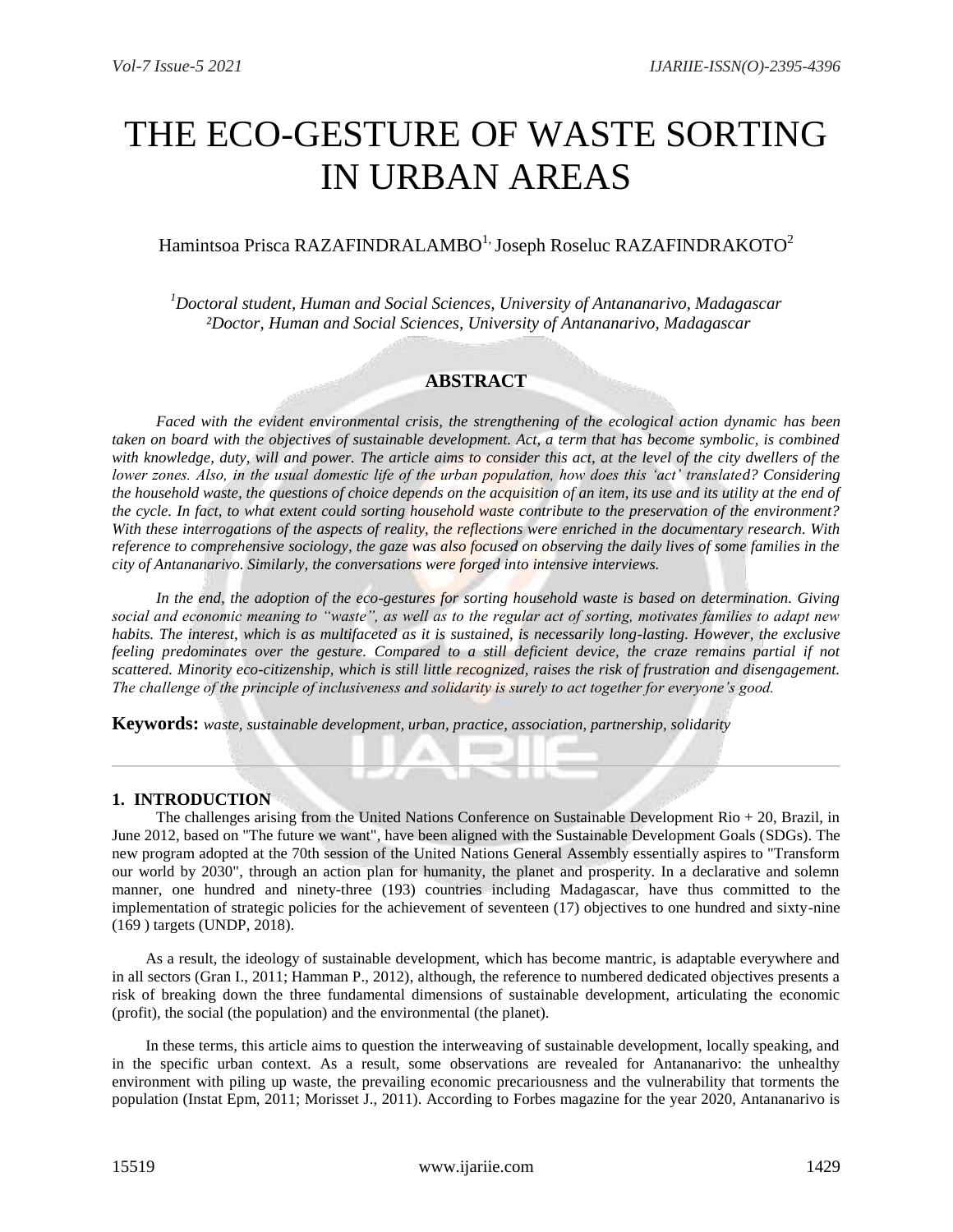# THE ECO-GESTURE OF WASTE SORTING IN URBAN AREAS

Hamintsoa Prisca RAZAFINDRALAMBO[1], Joseph Roseluc RAZAFINDRAKOTO[2]

*[1]Doctoral student, Human and Social Sciences, University of Antananarivo, Madagascar*
*[2]Doctor, Human and Social Sciences, University of Antananarivo, Madagascar*

## ABSTRACT

*Faced with the evident environmental crisis, the strengthening of the ecological action dynamic has been taken on board with the objectives of sustainable development. Act, a term that has become symbolic, is combined with knowledge, duty, will and power. The article aims to consider this act, at the level of the city dwellers of the lower zones. Also, in the usual domestic life of the urban population, how does this 'act' translated? Considering the household waste, the questions of choice depends on the acquisition of an item, its use and its utility at the end of the cycle. In fact, to what extent could sorting household waste contribute to the preservation of the environment? With these interrogations of the aspects of reality, the reflections were enriched in the documentary research. With reference to comprehensive sociology, the gaze was also focused on observing the daily lives of some families in the city of Antananarivo. Similarly, the conversations were forged into intensive interviews.*

*In the end, the adoption of the eco-gestures for sorting household waste is based on determination. Giving social and economic meaning to "waste", as well as to the regular act of sorting, motivates families to adapt new habits. The interest, which is as multifaceted as it is sustained, is necessarily long-lasting. However, the exclusive feeling predominates over the gesture. Compared to a still deficient device, the craze remains partial if not scattered. Minority eco-citizenship, which is still little recognized, raises the risk of frustration and disengagement. The challenge of the principle of inclusiveness and solidarity is surely to act together for everyone's good.*

**Keywords:** *waste, sustainable development, urban, practice, association, partnership, solidarity*

## 1. INTRODUCTION

The challenges arising from the United Nations Conference on Sustainable Development Rio + 20, Brazil, in June 2012, based on "The future we want", have been aligned with the Sustainable Development Goals (SDGs). The new program adopted at the 70th session of the United Nations General Assembly essentially aspires to "Transform our world by 2030", through an action plan for humanity, the planet and prosperity. In a declarative and solemn manner, one hundred and ninety-three (193) countries including Madagascar, have thus committed to the implementation of strategic policies for the achievement of seventeen (17) objectives to one hundred and sixty-nine (169 ) targets (UNDP, 2018).

As a result, the ideology of sustainable development, which has become mantric, is adaptable everywhere and in all sectors (Gran I., 2011; Hamman P., 2012), although, the reference to numbered dedicated objectives presents a risk of breaking down the three fundamental dimensions of sustainable development, articulating the economic (profit), the social (the population) and the environmental (the planet).

In these terms, this article aims to question the interweaving of sustainable development, locally speaking, and in the specific urban context. As a result, some observations are revealed for Antananarivo: the unhealthy environment with piling up waste, the prevailing economic precariousness and the vulnerability that torments the population (Instat Epm, 2011; Morisset J., 2011). According to Forbes magazine for the year 2020, Antananarivo is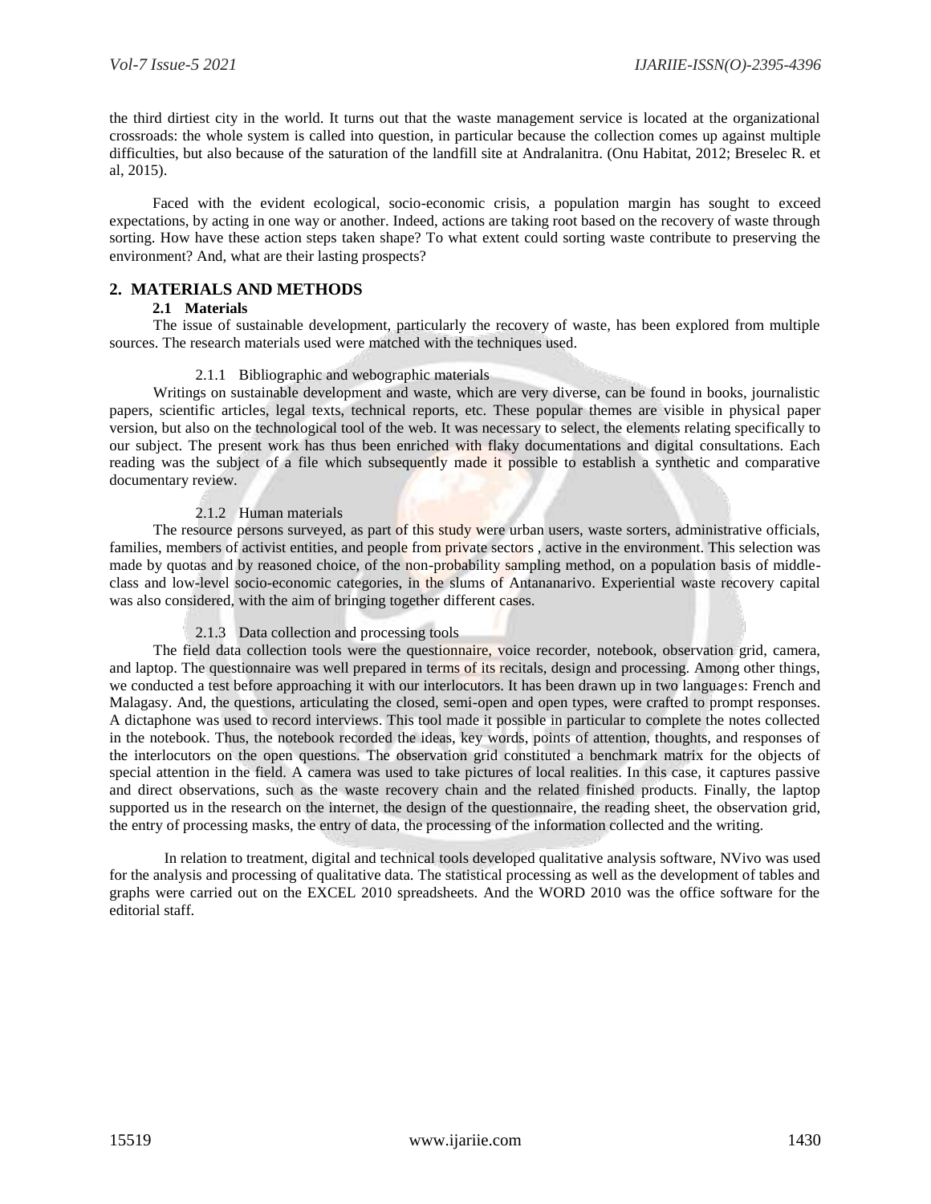the third dirtiest city in the world. It turns out that the waste management service is located at the organizational crossroads: the whole system is called into question, in particular because the collection comes up against multiple difficulties, but also because of the saturation of the landfill site at Andralanitra. (Onu Habitat, 2012; Breselec R. et al, 2015).

Faced with the evident ecological, socio-economic crisis, a population margin has sought to exceed expectations, by acting in one way or another. Indeed, actions are taking root based on the recovery of waste through sorting. How have these action steps taken shape? To what extent could sorting waste contribute to preserving the environment? And, what are their lasting prospects?

## 2. MATERIALS AND METHODS

### 2.1 Materials

The issue of sustainable development, particularly the recovery of waste, has been explored from multiple sources. The research materials used were matched with the techniques used.

#### 2.1.1 Bibliographic and webographic materials

Writings on sustainable development and waste, which are very diverse, can be found in books, journalistic papers, scientific articles, legal texts, technical reports, etc. These popular themes are visible in physical paper version, but also on the technological tool of the web. It was necessary to select, the elements relating specifically to our subject. The present work has thus been enriched with flaky documentations and digital consultations. Each reading was the subject of a file which subsequently made it possible to establish a synthetic and comparative documentary review.

#### 2.1.2 Human materials

The resource persons surveyed, as part of this study were urban users, waste sorters, administrative officials, families, members of activist entities, and people from private sectors , active in the environment. This selection was made by quotas and by reasoned choice, of the non-probability sampling method, on a population basis of middle-class and low-level socio-economic categories, in the slums of Antananarivo. Experiential waste recovery capital was also considered, with the aim of bringing together different cases.

#### 2.1.3 Data collection and processing tools

The field data collection tools were the questionnaire, voice recorder, notebook, observation grid, camera, and laptop. The questionnaire was well prepared in terms of its recitals, design and processing. Among other things, we conducted a test before approaching it with our interlocutors. It has been drawn up in two languages: French and Malagasy. And, the questions, articulating the closed, semi-open and open types, were crafted to prompt responses. A dictaphone was used to record interviews. This tool made it possible in particular to complete the notes collected in the notebook. Thus, the notebook recorded the ideas, key words, points of attention, thoughts, and responses of the interlocutors on the open questions. The observation grid constituted a benchmark matrix for the objects of special attention in the field. A camera was used to take pictures of local realities. In this case, it captures passive and direct observations, such as the waste recovery chain and the related finished products. Finally, the laptop supported us in the research on the internet, the design of the questionnaire, the reading sheet, the observation grid, the entry of processing masks, the entry of data, the processing of the information collected and the writing.

In relation to treatment, digital and technical tools developed qualitative analysis software, NVivo was used for the analysis and processing of qualitative data. The statistical processing as well as the development of tables and graphs were carried out on the EXCEL 2010 spreadsheets. And the WORD 2010 was the office software for the editorial staff.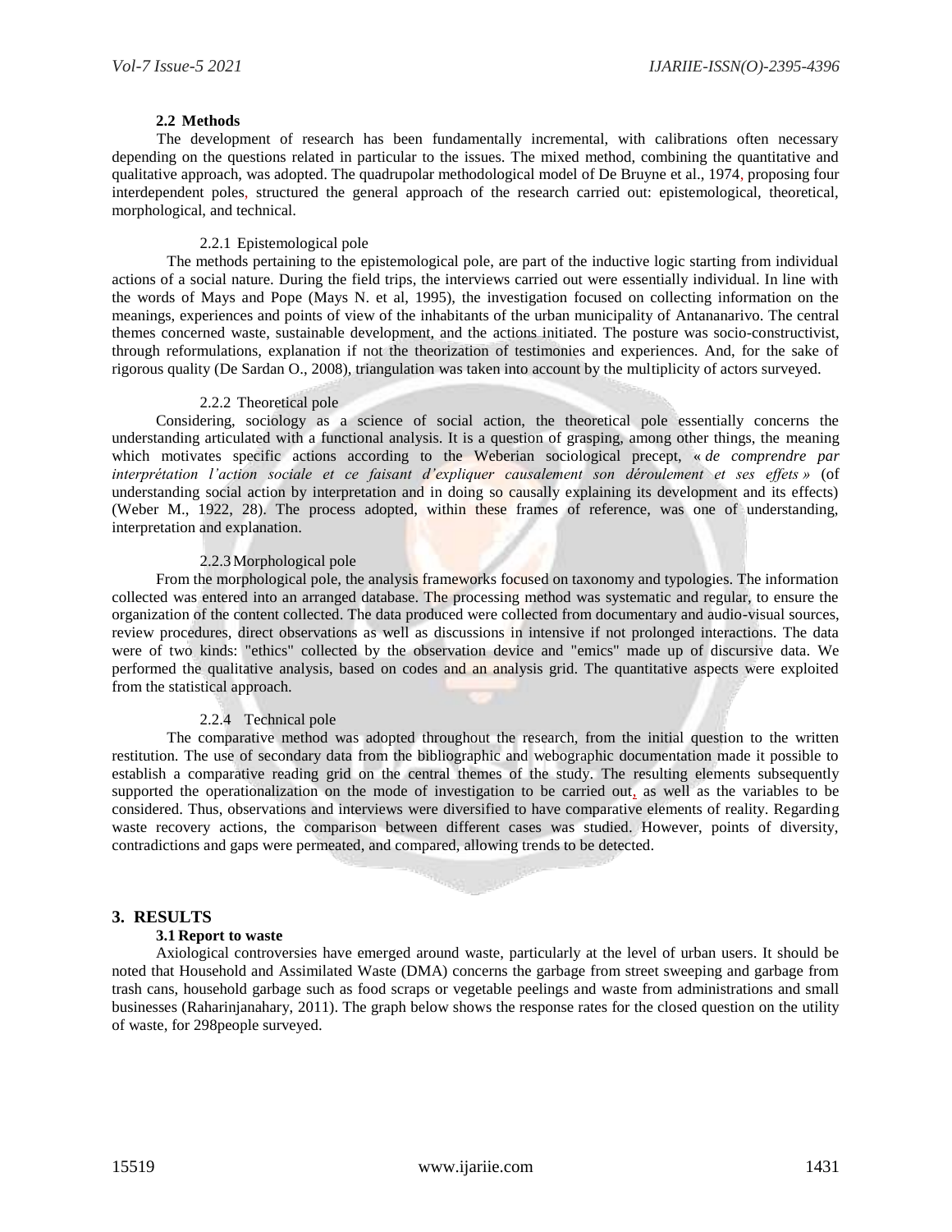### 2.2 Methods

The development of research has been fundamentally incremental, with calibrations often necessary depending on the questions related in particular to the issues. The mixed method, combining the quantitative and qualitative approach, was adopted. The quadrupolar methodological model of De Bruyne et al., 1974, proposing four interdependent poles, structured the general approach of the research carried out: epistemological, theoretical, morphological, and technical.

#### 2.2.1 Epistemological pole

The methods pertaining to the epistemological pole, are part of the inductive logic starting from individual actions of a social nature. During the field trips, the interviews carried out were essentially individual. In line with the words of Mays and Pope (Mays N. et al, 1995), the investigation focused on collecting information on the meanings, experiences and points of view of the inhabitants of the urban municipality of Antananarivo. The central themes concerned waste, sustainable development, and the actions initiated. The posture was socio-constructivist, through reformulations, explanation if not the theorization of testimonies and experiences. And, for the sake of rigorous quality (De Sardan O., 2008), triangulation was taken into account by the multiplicity of actors surveyed.

#### 2.2.2 Theoretical pole

Considering, sociology as a science of social action, the theoretical pole essentially concerns the understanding articulated with a functional analysis. It is a question of grasping, among other things, the meaning which motivates specific actions according to the Weberian sociological precept, « *de comprendre par interprétation l'action sociale et ce faisant d'expliquer causalement son déroulement et ses effets* » (of understanding social action by interpretation and in doing so causally explaining its development and its effects) (Weber M., 1922, 28). The process adopted, within these frames of reference, was one of understanding, interpretation and explanation.

#### 2.2.3 Morphological pole

From the morphological pole, the analysis frameworks focused on taxonomy and typologies. The information collected was entered into an arranged database. The processing method was systematic and regular, to ensure the organization of the content collected. The data produced were collected from documentary and audio-visual sources, review procedures, direct observations as well as discussions in intensive if not prolonged interactions. The data were of two kinds: "ethics" collected by the observation device and "emics" made up of discursive data. We performed the qualitative analysis, based on codes and an analysis grid. The quantitative aspects were exploited from the statistical approach.

#### 2.2.4 Technical pole

The comparative method was adopted throughout the research, from the initial question to the written restitution. The use of secondary data from the bibliographic and webographic documentation made it possible to establish a comparative reading grid on the central themes of the study. The resulting elements subsequently supported the operationalization on the mode of investigation to be carried out, as well as the variables to be considered. Thus, observations and interviews were diversified to have comparative elements of reality. Regarding waste recovery actions, the comparison between different cases was studied. However, points of diversity, contradictions and gaps were permeated, and compared, allowing trends to be detected.

## 3. RESULTS

### 3.1 Report to waste

Axiological controversies have emerged around waste, particularly at the level of urban users. It should be noted that Household and Assimilated Waste (DMA) concerns the garbage from street sweeping and garbage from trash cans, household garbage such as food scraps or vegetable peelings and waste from administrations and small businesses (Raharinjanahary, 2011). The graph below shows the response rates for the closed question on the utility of waste, for 298people surveyed.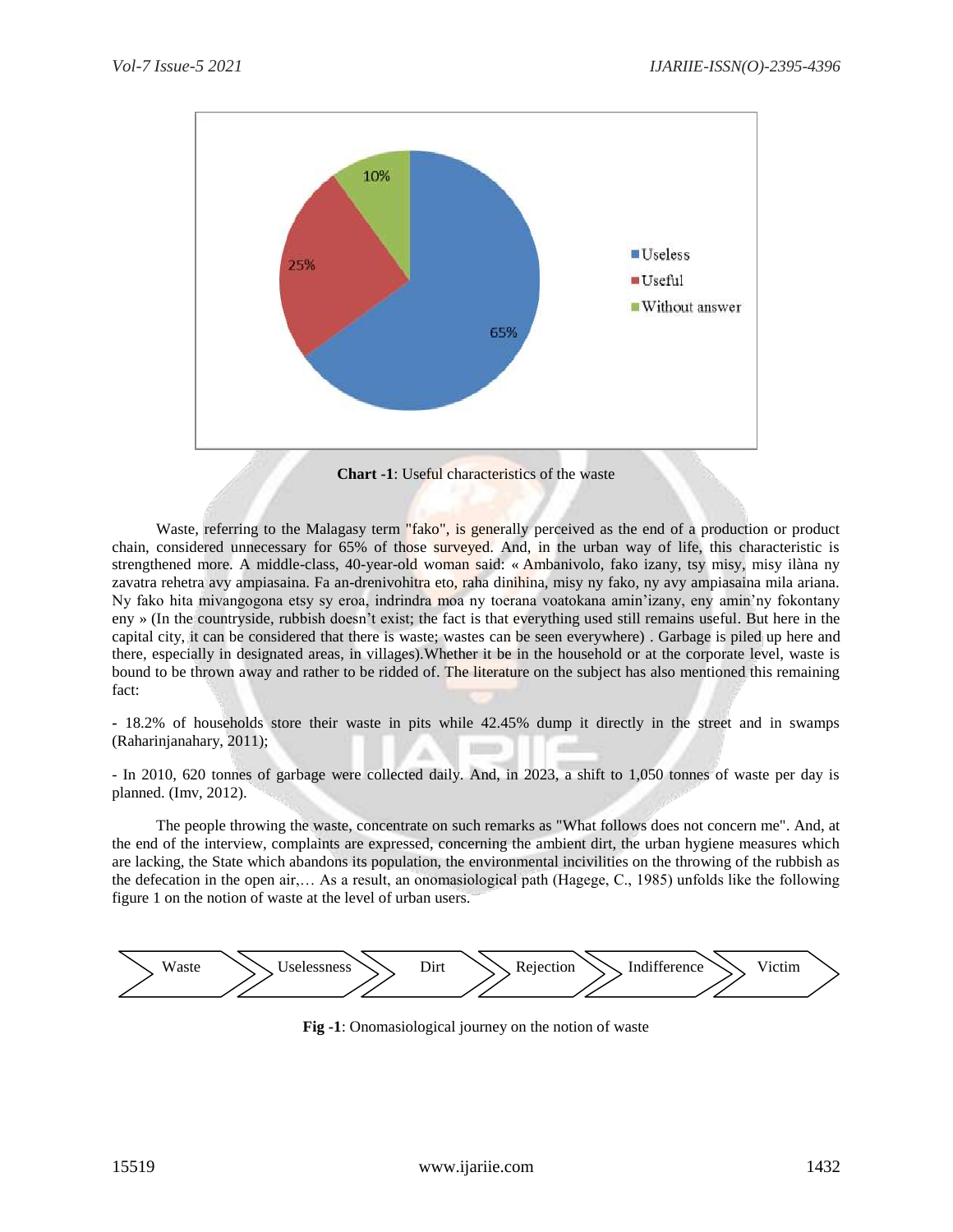**Chart -1**: Useful characteristics of the waste

Waste, referring to the Malagasy term "fako", is generally perceived as the end of a production or product chain, considered unnecessary for 65% of those surveyed. And, in the urban way of life, this characteristic is strengthened more. A middle-class, 40-year-old woman said: « Ambanivolo, fako izany, tsy misy, misy ilàna ny zavatra rehetra avy ampiasaina. Fa an-drenivohitra eto, raha dinihina, misy ny fako, ny avy ampiasaina mila ariana. Ny fako hita mivangogona etsy sy eroa, indrindra moa ny toerana voatokana amin'izany, eny amin'ny fokontany eny » (In the countryside, rubbish doesn't exist; the fact is that everything used still remains useful. But here in the capital city, it can be considered that there is waste; wastes can be seen everywhere) . Garbage is piled up here and there, especially in designated areas, in villages).Whether it be in the household or at the corporate level, waste is bound to be thrown away and rather to be ridded of. The literature on the subject has also mentioned this remaining fact:

- 18.2% of households store their waste in pits while 42.45% dump it directly in the street and in swamps (Raharinjanahary, 2011);

- In 2010, 620 tonnes of garbage were collected daily. And, in 2023, a shift to 1,050 tonnes of waste per day is planned. (Imv, 2012).

The people throwing the waste, concentrate on such remarks as "What follows does not concern me". And, at the end of the interview, complaints are expressed, concerning the ambient dirt, the urban hygiene measures which are lacking, the State which abandons its population, the environmental incivilities on the throwing of the rubbish as the defecation in the open air,… As a result, an onomasiological path (Hagege, C., 1985) unfolds like the following figure 1 on the notion of waste at the level of urban users.

Waste → Uselessness → Dirt → Rejection → Indifference → Victim

**Fig -1**: Onomasiological journey on the notion of waste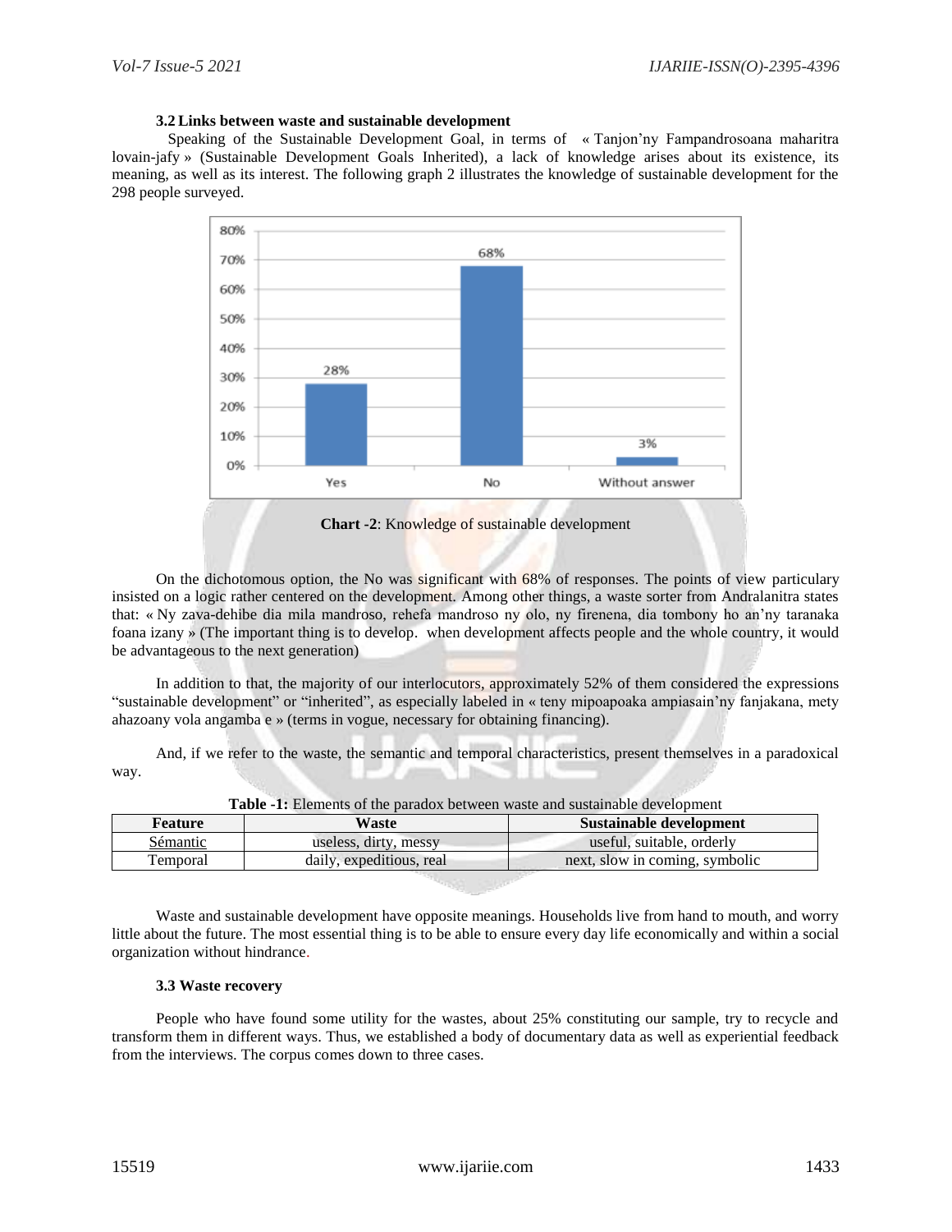### 3.2 Links between waste and sustainable development

Speaking of the Sustainable Development Goal, in terms of « Tanjon'ny Fampandrosoana maharitra lovain-jafy » (Sustainable Development Goals Inherited), a lack of knowledge arises about its existence, its meaning, as well as its interest. The following graph 2 illustrates the knowledge of sustainable development for the 298 people surveyed.

**Chart -2**: Knowledge of sustainable development

On the dichotomous option, the No was significant with 68% of responses. The points of view particulary insisted on a logic rather centered on the development. Among other things, a waste sorter from Andralanitra states that: « Ny zava-dehibe dia mila mandroso, rehefa mandroso ny olo, ny firenena, dia tombony ho an'ny taranaka foana izany » (The important thing is to develop. when development affects people and the whole country, it would be advantageous to the next generation)

In addition to that, the majority of our interlocutors, approximately 52% of them considered the expressions "sustainable development" or "inherited", as especially labeled in « teny mipoapoaka ampiasain'ny fanjakana, mety ahazoany vola angamba e » (terms in vogue, necessary for obtaining financing).

And, if we refer to the waste, the semantic and temporal characteristics, present themselves in a paradoxical way.

**Table -1:** Elements of the paradox between waste and sustainable development

| Feature | Waste | Sustainable development |
|---|---|---|
| Sémantic | useless, dirty, messy | useful, suitable, orderly |
| Temporal | daily, expeditious, real | next, slow in coming, symbolic |

Waste and sustainable development have opposite meanings. Households live from hand to mouth, and worry little about the future. The most essential thing is to be able to ensure every day life economically and within a social organization without hindrance.

### 3.3 Waste recovery

People who have found some utility for the wastes, about 25% constituting our sample, try to recycle and transform them in different ways. Thus, we established a body of documentary data as well as experiential feedback from the interviews. The corpus comes down to three cases.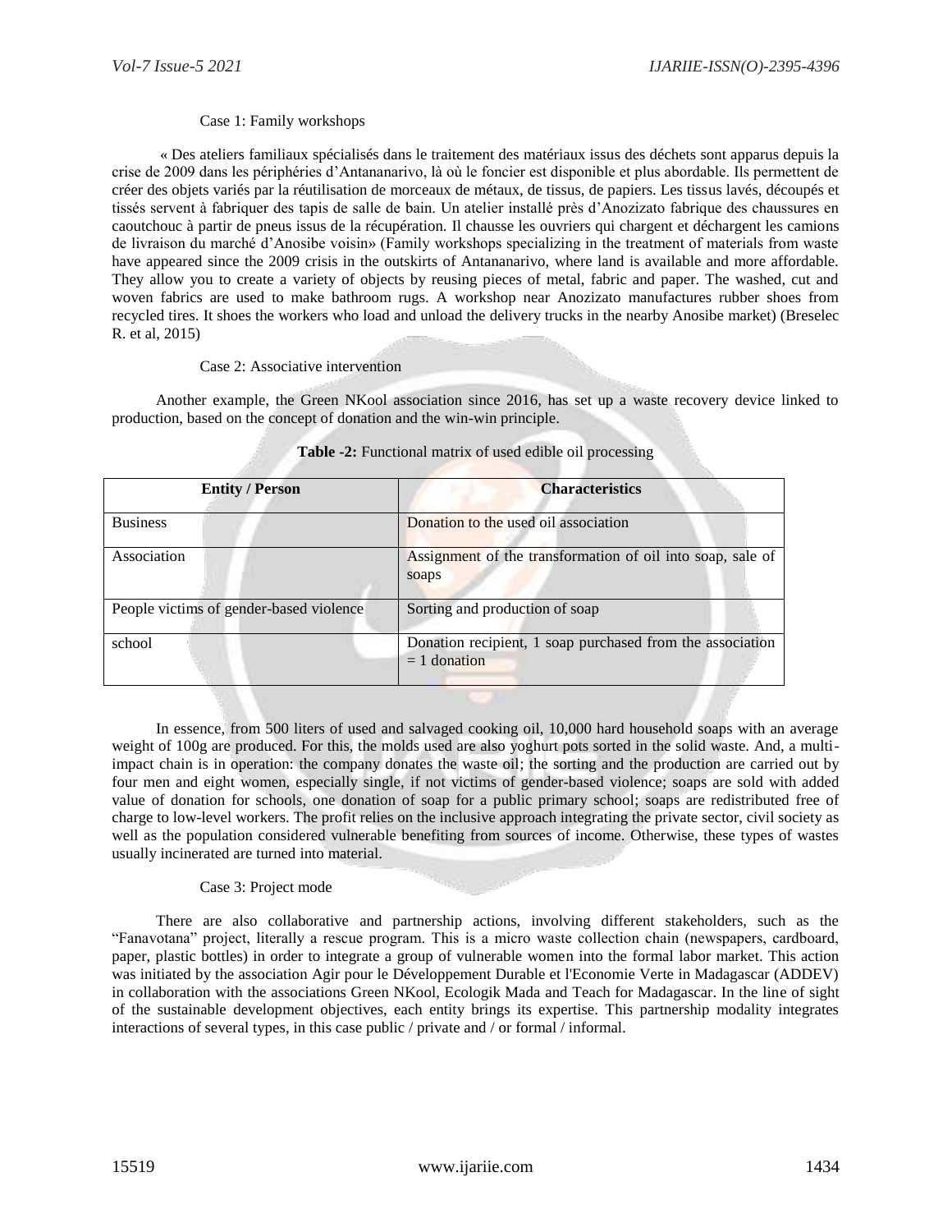Case 1: Family workshops

« Des ateliers familiaux spécialisés dans le traitement des matériaux issus des déchets sont apparus depuis la crise de 2009 dans les périphéries d'Antananarivo, là où le foncier est disponible et plus abordable. Ils permettent de créer des objets variés par la réutilisation de morceaux de métaux, de tissus, de papiers. Les tissus lavés, découpés et tissés servent à fabriquer des tapis de salle de bain. Un atelier installé près d'Anozizato fabrique des chaussures en caoutchouc à partir de pneus issus de la récupération. Il chausse les ouvriers qui chargent et déchargent les camions de livraison du marché d'Anosibe voisin» (Family workshops specializing in the treatment of materials from waste have appeared since the 2009 crisis in the outskirts of Antananarivo, where land is available and more affordable. They allow you to create a variety of objects by reusing pieces of metal, fabric and paper. The washed, cut and woven fabrics are used to make bathroom rugs. A workshop near Anozizato manufactures rubber shoes from recycled tires. It shoes the workers who load and unload the delivery trucks in the nearby Anosibe market) (Breselec R. et al, 2015)

Case 2: Associative intervention

Another example, the Green NKool association since 2016, has set up a waste recovery device linked to production, based on the concept of donation and the win-win principle.

**Table -2:** Functional matrix of used edible oil processing

| Entity / Person | Characteristics |
|---|---|
| Business | Donation to the used oil association |
| Association | Assignment of the transformation of oil into soap, sale of soaps |
| People victims of gender-based violence | Sorting and production of soap |
| school | Donation recipient, 1 soap purchased from the association = 1 donation |

In essence, from 500 liters of used and salvaged cooking oil, 10,000 hard household soaps with an average weight of 100g are produced. For this, the molds used are also yoghurt pots sorted in the solid waste. And, a multi-impact chain is in operation: the company donates the waste oil; the sorting and the production are carried out by four men and eight women, especially single, if not victims of gender-based violence; soaps are sold with added value of donation for schools, one donation of soap for a public primary school; soaps are redistributed free of charge to low-level workers. The profit relies on the inclusive approach integrating the private sector, civil society as well as the population considered vulnerable benefiting from sources of income. Otherwise, these types of wastes usually incinerated are turned into material.

Case 3: Project mode

There are also collaborative and partnership actions, involving different stakeholders, such as the "Fanavotana" project, literally a rescue program. This is a micro waste collection chain (newspapers, cardboard, paper, plastic bottles) in order to integrate a group of vulnerable women into the formal labor market. This action was initiated by the association Agir pour le Développement Durable et l'Economie Verte in Madagascar (ADDEV) in collaboration with the associations Green NKool, Ecologik Mada and Teach for Madagascar. In the line of sight of the sustainable development objectives, each entity brings its expertise. This partnership modality integrates interactions of several types, in this case public / private and / or formal / informal.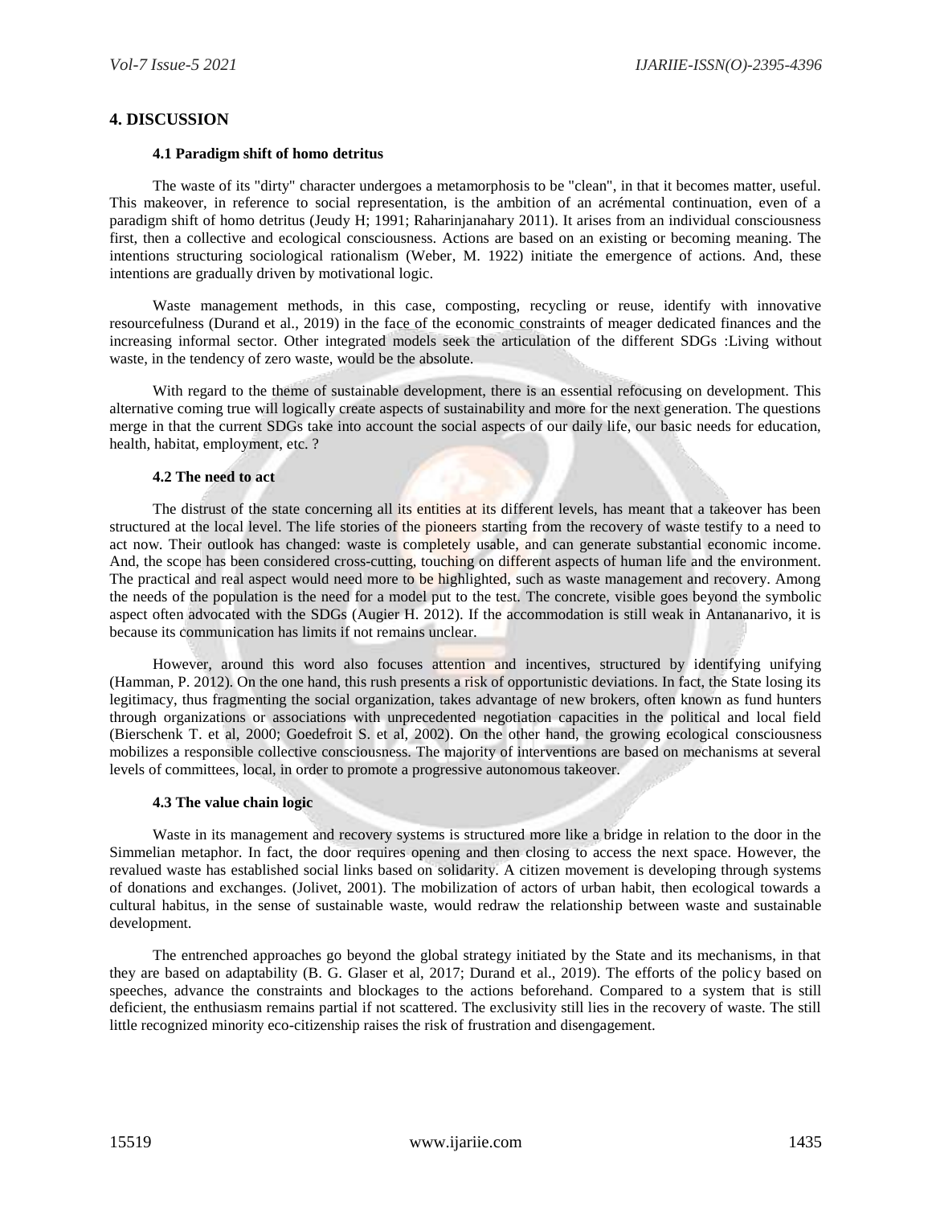## 4. DISCUSSION

### 4.1 Paradigm shift of homo detritus

The waste of its "dirty" character undergoes a metamorphosis to be "clean", in that it becomes matter, useful. This makeover, in reference to social representation, is the ambition of an acrémental continuation, even of a paradigm shift of homo detritus (Jeudy H; 1991; Raharinjanahary 2011). It arises from an individual consciousness first, then a collective and ecological consciousness. Actions are based on an existing or becoming meaning. The intentions structuring sociological rationalism (Weber, M. 1922) initiate the emergence of actions. And, these intentions are gradually driven by motivational logic.

Waste management methods, in this case, composting, recycling or reuse, identify with innovative resourcefulness (Durand et al., 2019) in the face of the economic constraints of meager dedicated finances and the increasing informal sector. Other integrated models seek the articulation of the different SDGs :Living without waste, in the tendency of zero waste, would be the absolute.

With regard to the theme of sustainable development, there is an essential refocusing on development. This alternative coming true will logically create aspects of sustainability and more for the next generation. The questions merge in that the current SDGs take into account the social aspects of our daily life, our basic needs for education, health, habitat, employment, etc. ?

### 4.2 The need to act

The distrust of the state concerning all its entities at its different levels, has meant that a takeover has been structured at the local level. The life stories of the pioneers starting from the recovery of waste testify to a need to act now. Their outlook has changed: waste is completely usable, and can generate substantial economic income. And, the scope has been considered cross-cutting, touching on different aspects of human life and the environment. The practical and real aspect would need more to be highlighted, such as waste management and recovery. Among the needs of the population is the need for a model put to the test. The concrete, visible goes beyond the symbolic aspect often advocated with the SDGs (Augier H. 2012). If the accommodation is still weak in Antananarivo, it is because its communication has limits if not remains unclear.

However, around this word also focuses attention and incentives, structured by identifying unifying (Hamman, P. 2012). On the one hand, this rush presents a risk of opportunistic deviations. In fact, the State losing its legitimacy, thus fragmenting the social organization, takes advantage of new brokers, often known as fund hunters through organizations or associations with unprecedented negotiation capacities in the political and local field (Bierschenk T. et al, 2000; Goedefroit S. et al, 2002). On the other hand, the growing ecological consciousness mobilizes a responsible collective consciousness. The majority of interventions are based on mechanisms at several levels of committees, local, in order to promote a progressive autonomous takeover.

### 4.3 The value chain logic

Waste in its management and recovery systems is structured more like a bridge in relation to the door in the Simmelian metaphor. In fact, the door requires opening and then closing to access the next space. However, the revalued waste has established social links based on solidarity. A citizen movement is developing through systems of donations and exchanges. (Jolivet, 2001). The mobilization of actors of urban habit, then ecological towards a cultural habitus, in the sense of sustainable waste, would redraw the relationship between waste and sustainable development.

The entrenched approaches go beyond the global strategy initiated by the State and its mechanisms, in that they are based on adaptability (B. G. Glaser et al, 2017; Durand et al., 2019). The efforts of the policy based on speeches, advance the constraints and blockages to the actions beforehand. Compared to a system that is still deficient, the enthusiasm remains partial if not scattered. The exclusivity still lies in the recovery of waste. The still little recognized minority eco-citizenship raises the risk of frustration and disengagement.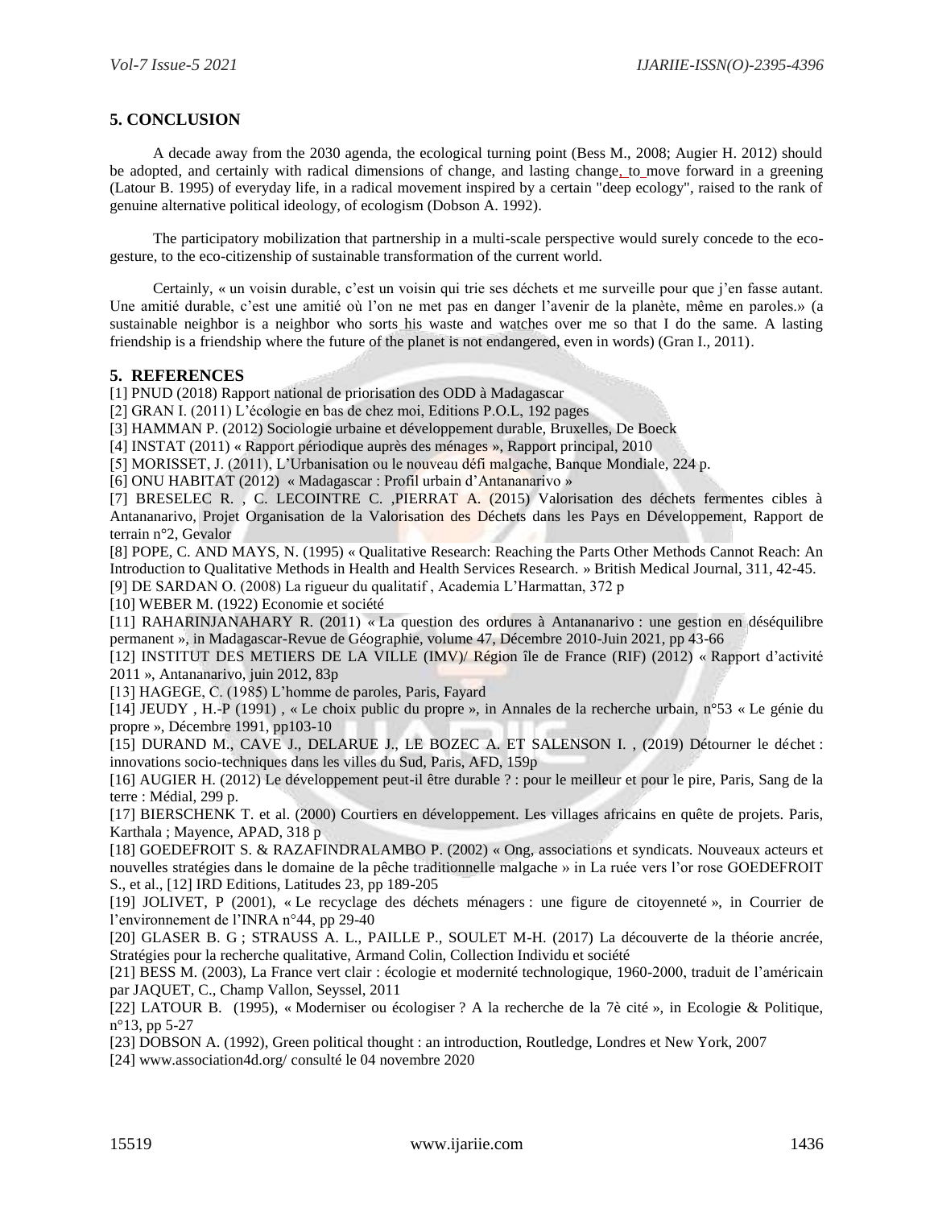## 5. CONCLUSION

A decade away from the 2030 agenda, the ecological turning point (Bess M., 2008; Augier H. 2012) should be adopted, and certainly with radical dimensions of change, and lasting change, to move forward in a greening (Latour B. 1995) of everyday life, in a radical movement inspired by a certain "deep ecology", raised to the rank of genuine alternative political ideology, of ecologism (Dobson A. 1992).

The participatory mobilization that partnership in a multi-scale perspective would surely concede to the eco-gesture, to the eco-citizenship of sustainable transformation of the current world.

Certainly, « un voisin durable, c'est un voisin qui trie ses déchets et me surveille pour que j'en fasse autant. Une amitié durable, c'est une amitié où l'on ne met pas en danger l'avenir de la planète, même en paroles.» (a sustainable neighbor is a neighbor who sorts his waste and watches over me so that I do the same. A lasting friendship is a friendship where the future of the planet is not endangered, even in words) (Gran I., 2011).

## 5. REFERENCES

[1] PNUD (2018) Rapport national de priorisation des ODD à Madagascar

[2] GRAN I. (2011) L'écologie en bas de chez moi, Editions P.O.L, 192 pages

[3] HAMMAN P. (2012) Sociologie urbaine et développement durable, Bruxelles, De Boeck

[4] INSTAT (2011) « Rapport périodique auprès des ménages », Rapport principal, 2010

[5] MORISSET, J. (2011), L'Urbanisation ou le nouveau défi malgache, Banque Mondiale, 224 p.

[6] ONU HABITAT (2012) « Madagascar : Profil urbain d'Antananarivo »

[7] BRESELEC R. , C. LECOINTRE C. ,PIERRAT A. (2015) Valorisation des déchets fermentes cibles à Antananarivo, Projet Organisation de la Valorisation des Déchets dans les Pays en Développement, Rapport de terrain n°2, Gevalor

[8] POPE, C. AND MAYS, N. (1995) « Qualitative Research: Reaching the Parts Other Methods Cannot Reach: An Introduction to Qualitative Methods in Health and Health Services Research. » British Medical Journal, 311, 42-45.

[9] DE SARDAN O. (2008) La rigueur du qualitatif , Academia L'Harmattan, 372 p

[10] WEBER M. (1922) Economie et société

[11] RAHARINJANAHARY R. (2011) « La question des ordures à Antananarivo : une gestion en déséquilibre permanent », in Madagascar-Revue de Géographie, volume 47, Décembre 2010-Juin 2021, pp 43-66

[12] INSTITUT DES METIERS DE LA VILLE (IMV)/ Région île de France (RIF) (2012) « Rapport d'activité 2011 », Antananarivo, juin 2012, 83p

[13] HAGEGE, C. (1985) L'homme de paroles, Paris, Fayard

[14] JEUDY , H.-P (1991) , « Le choix public du propre », in Annales de la recherche urbain, n°53 « Le génie du propre », Décembre 1991, pp103-10

[15] DURAND M., CAVE J., DELARUE J., LE BOZEC A. ET SALENSON I. , (2019) Détourner le déchet : innovations socio-techniques dans les villes du Sud, Paris, AFD, 159p

[16] AUGIER H. (2012) Le développement peut-il être durable ? : pour le meilleur et pour le pire, Paris, Sang de la terre : Médial, 299 p.

[17] BIERSCHENK T. et al. (2000) Courtiers en développement. Les villages africains en quête de projets. Paris, Karthala ; Mayence, APAD, 318 p

[18] GOEDEFROIT S. & RAZAFINDRALAMBO P. (2002) « Ong, associations et syndicats. Nouveaux acteurs et nouvelles stratégies dans le domaine de la pêche traditionnelle malgache » in La ruée vers l'or rose GOEDEFROIT S., et al., [12] IRD Editions, Latitudes 23, pp 189-205

[19] JOLIVET, P (2001), « Le recyclage des déchets ménagers : une figure de citoyenneté », in Courrier de l'environnement de l'INRA n°44, pp 29-40

[20] GLASER B. G ; STRAUSS A. L., PAILLE P., SOULET M-H. (2017) La découverte de la théorie ancrée, Stratégies pour la recherche qualitative, Armand Colin, Collection Individu et société

[21] BESS M. (2003), La France vert clair : écologie et modernité technologique, 1960-2000, traduit de l'américain par JAQUET, C., Champ Vallon, Seyssel, 2011

[22] LATOUR B. (1995), « Moderniser ou écologiser ? A la recherche de la 7è cité », in Ecologie & Politique, n°13, pp 5-27

[23] DOBSON A. (1992), Green political thought : an introduction, Routledge, Londres et New York, 2007

[24] www.association4d.org/ consulté le 04 novembre 2020